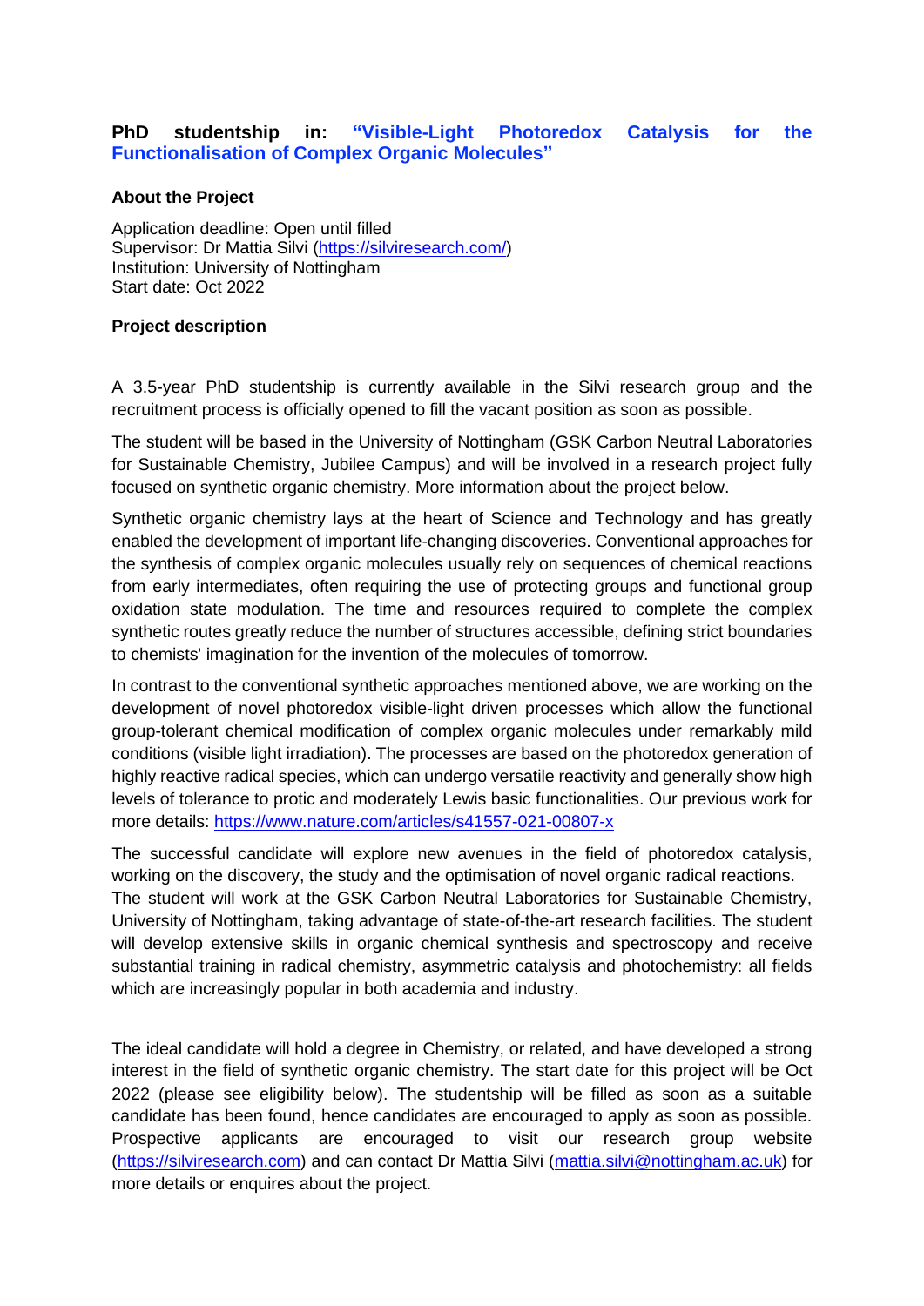# **PhD studentship in: "Visible-Light Photoredox Catalysis for the Functionalisation of Complex Organic Molecules"**

**About the Project**

Application deadline: Open until filled
Supervisor: Dr Mattia Silvi (https://silviresearch.com/)
Institution: University of Nottingham
Start date: Oct 2022

**Project description**

A 3.5-year PhD studentship is currently available in the Silvi research group and the recruitment process is officially opened to fill the vacant position as soon as possible.

The student will be based in the University of Nottingham (GSK Carbon Neutral Laboratories for Sustainable Chemistry, Jubilee Campus) and will be involved in a research project fully focused on synthetic organic chemistry. More information about the project below.

Synthetic organic chemistry lays at the heart of Science and Technology and has greatly enabled the development of important life-changing discoveries. Conventional approaches for the synthesis of complex organic molecules usually rely on sequences of chemical reactions from early intermediates, often requiring the use of protecting groups and functional group oxidation state modulation. The time and resources required to complete the complex synthetic routes greatly reduce the number of structures accessible, defining strict boundaries to chemists' imagination for the invention of the molecules of tomorrow.

In contrast to the conventional synthetic approaches mentioned above, we are working on the development of novel photoredox visible-light driven processes which allow the functional group-tolerant chemical modification of complex organic molecules under remarkably mild conditions (visible light irradiation). The processes are based on the photoredox generation of highly reactive radical species, which can undergo versatile reactivity and generally show high levels of tolerance to protic and moderately Lewis basic functionalities. Our previous work for more details: https://www.nature.com/articles/s41557-021-00807-x

The successful candidate will explore new avenues in the field of photoredox catalysis, working on the discovery, the study and the optimisation of novel organic radical reactions.
The student will work at the GSK Carbon Neutral Laboratories for Sustainable Chemistry, University of Nottingham, taking advantage of state-of-the-art research facilities. The student will develop extensive skills in organic chemical synthesis and spectroscopy and receive substantial training in radical chemistry, asymmetric catalysis and photochemistry: all fields which are increasingly popular in both academia and industry.

The ideal candidate will hold a degree in Chemistry, or related, and have developed a strong interest in the field of synthetic organic chemistry. The start date for this project will be Oct 2022 (please see eligibility below). The studentship will be filled as soon as a suitable candidate has been found, hence candidates are encouraged to apply as soon as possible. Prospective applicants are encouraged to visit our research group website (https://silviresearch.com) and can contact Dr Mattia Silvi (mattia.silvi@nottingham.ac.uk) for more details or enquires about the project.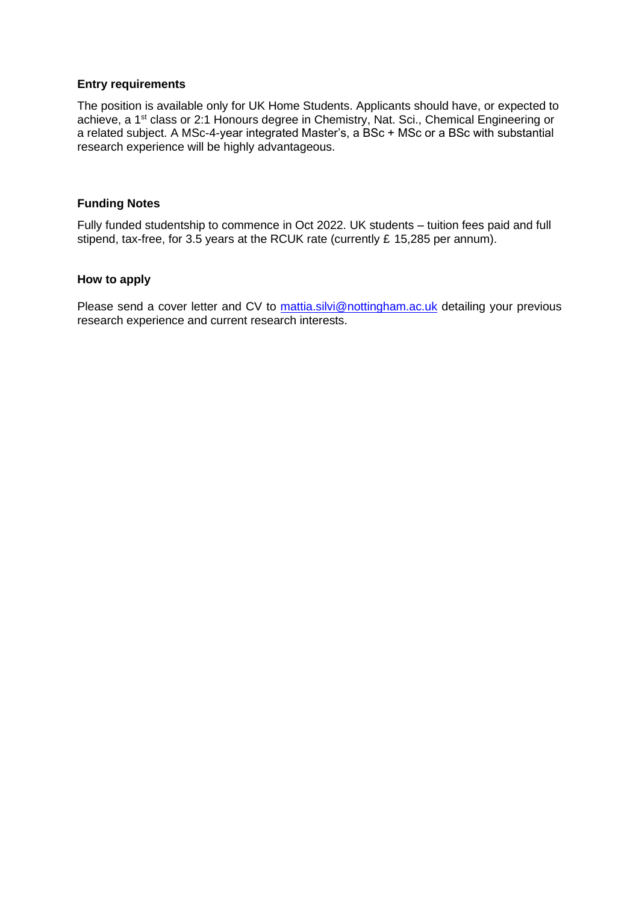**Entry requirements**

The position is available only for UK Home Students. Applicants should have, or expected to achieve, a 1st class or 2:1 Honours degree in Chemistry, Nat. Sci., Chemical Engineering or a related subject. A MSc-4-year integrated Master's, a BSc + MSc or a BSc with substantial research experience will be highly advantageous.

**Funding Notes**

Fully funded studentship to commence in Oct 2022. UK students – tuition fees paid and full stipend, tax-free, for 3.5 years at the RCUK rate (currently £ 15,285 per annum).

**How to apply**

Please send a cover letter and CV to mattia.silvi@nottingham.ac.uk detailing your previous research experience and current research interests.